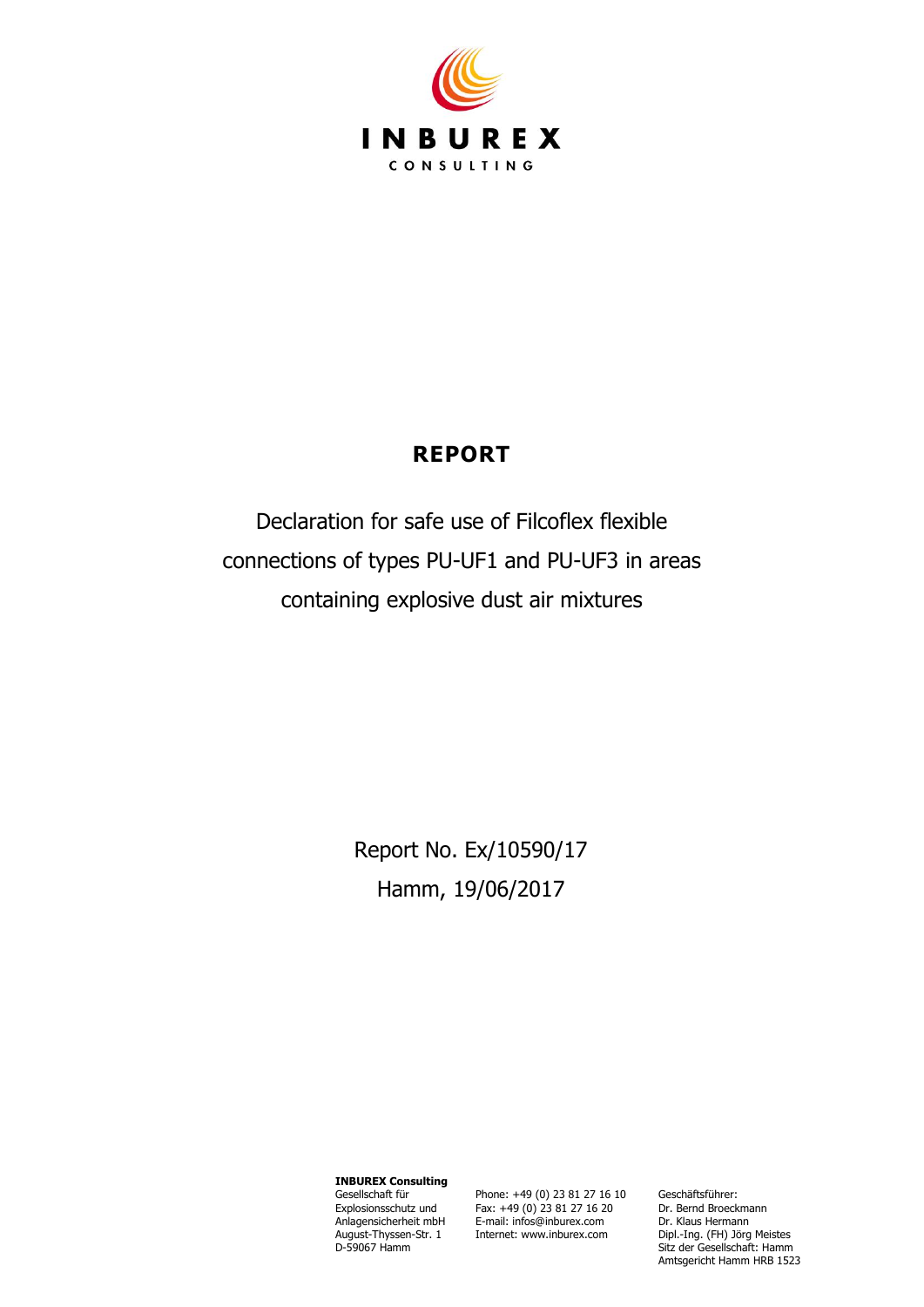INBUREX

CONSULTING

# REPORT

Declaration for safe use of Filcoflex flexible connections of types PU-UF1 and PU-UF3 in areas containing explosive dust air mixtures

Report No. Ex/10590/17

Hamm, 19/06/2017

**INBUREX Consulting**
Gesellschaft für Explosionsschutz und Anlagensicherheit mbH
August-Thyssen-Str. 1
D-59067 Hamm

Phone: +49 (0) 23 81 27 16 10
Fax: +49 (0) 23 81 27 16 20
E-mail: infos@inburex.com
Internet: www.inburex.com

Geschäftsführer:
Dr. Bernd Broeckmann
Dr. Klaus Hermann
Dipl.-Ing. (FH) Jörg Meistes
Sitz der Gesellschaft: Hamm
Amtsgericht Hamm HRB 1523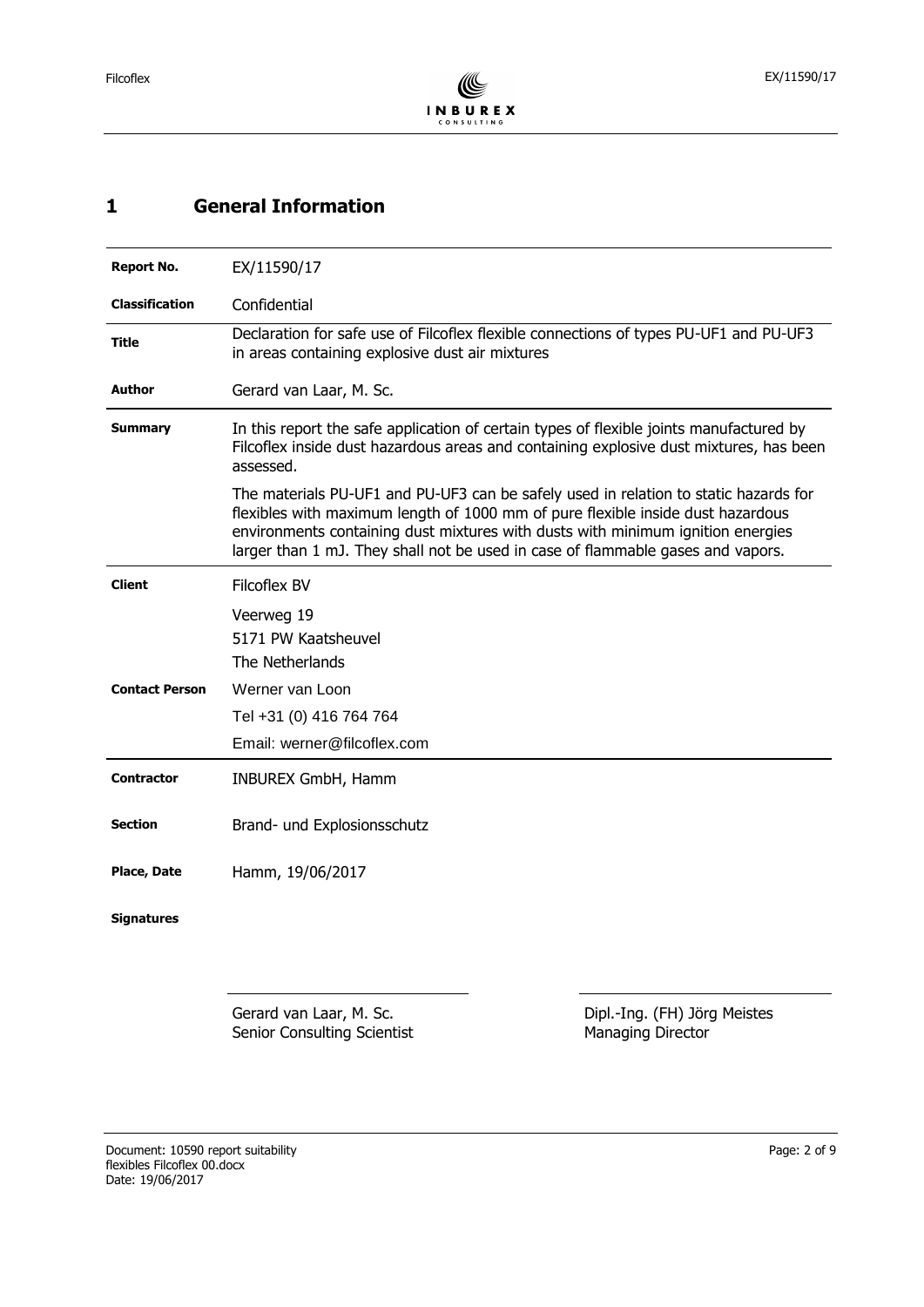# 1 General Information

| | |
|---|---|
| **Report No.** | EX/11590/17 |
| **Classification** | Confidential |
| **Title** | Declaration for safe use of Filcoflex flexible connections of types PU-UF1 and PU-UF3 in areas containing explosive dust air mixtures |
| **Author** | Gerard van Laar, M. Sc. |
| **Summary** | In this report the safe application of certain types of flexible joints manufactured by Filcoflex inside dust hazardous areas and containing explosive dust mixtures, has been assessed.<br><br>The materials PU-UF1 and PU-UF3 can be safely used in relation to static hazards for flexibles with maximum length of 1000 mm of pure flexible inside dust hazardous environments containing dust mixtures with dusts with minimum ignition energies larger than 1 mJ. They shall not be used in case of flammable gases and vapors. |
| **Client** | Filcoflex BV<br><br>Veerweg 19<br>5171 PW Kaatsheuvel<br>The Netherlands |
| **Contact Person** | Werner van Loon<br>Tel +31 (0) 416 764 764<br>Email: werner@filcoflex.com |
| **Contractor** | INBUREX GmbH, Hamm |
| **Section** | Brand- und Explosionsschutz |
| **Place, Date** | Hamm, 19/06/2017 |
| **Signatures** | |

Gerard van Laar, M. Sc.
Senior Consulting Scientist

Dipl.-Ing. (FH) Jörg Meistes
Managing Director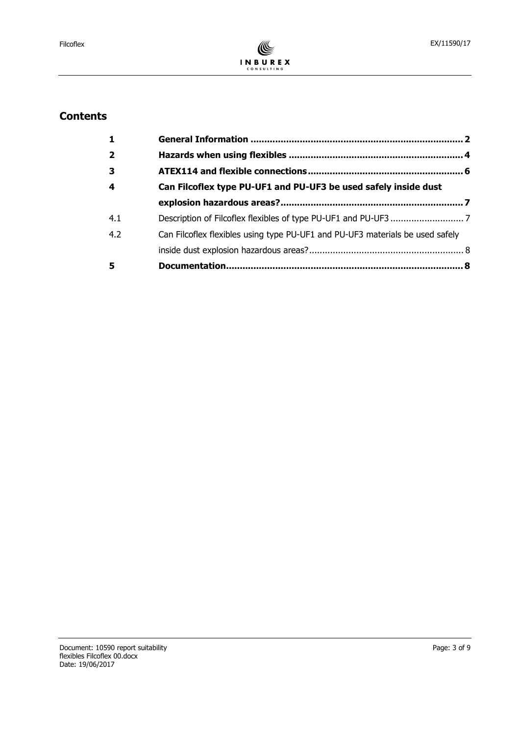## Contents

| | | |
|---|---|---|
| **1** | **General Information** | **2** |
| **2** | **Hazards when using flexibles** | **4** |
| **3** | **ATEX114 and flexible connections** | **6** |
| **4** | **Can Filcoflex type PU-UF1 and PU-UF3 be used safely inside dust explosion hazardous areas?** | **7** |
| 4.1 | Description of Filcoflex flexibles of type PU-UF1 and PU-UF3 | 7 |
| 4.2 | Can Filcoflex flexibles using type PU-UF1 and PU-UF3 materials be used safely inside dust explosion hazardous areas? | 8 |
| **5** | **Documentation** | **8** |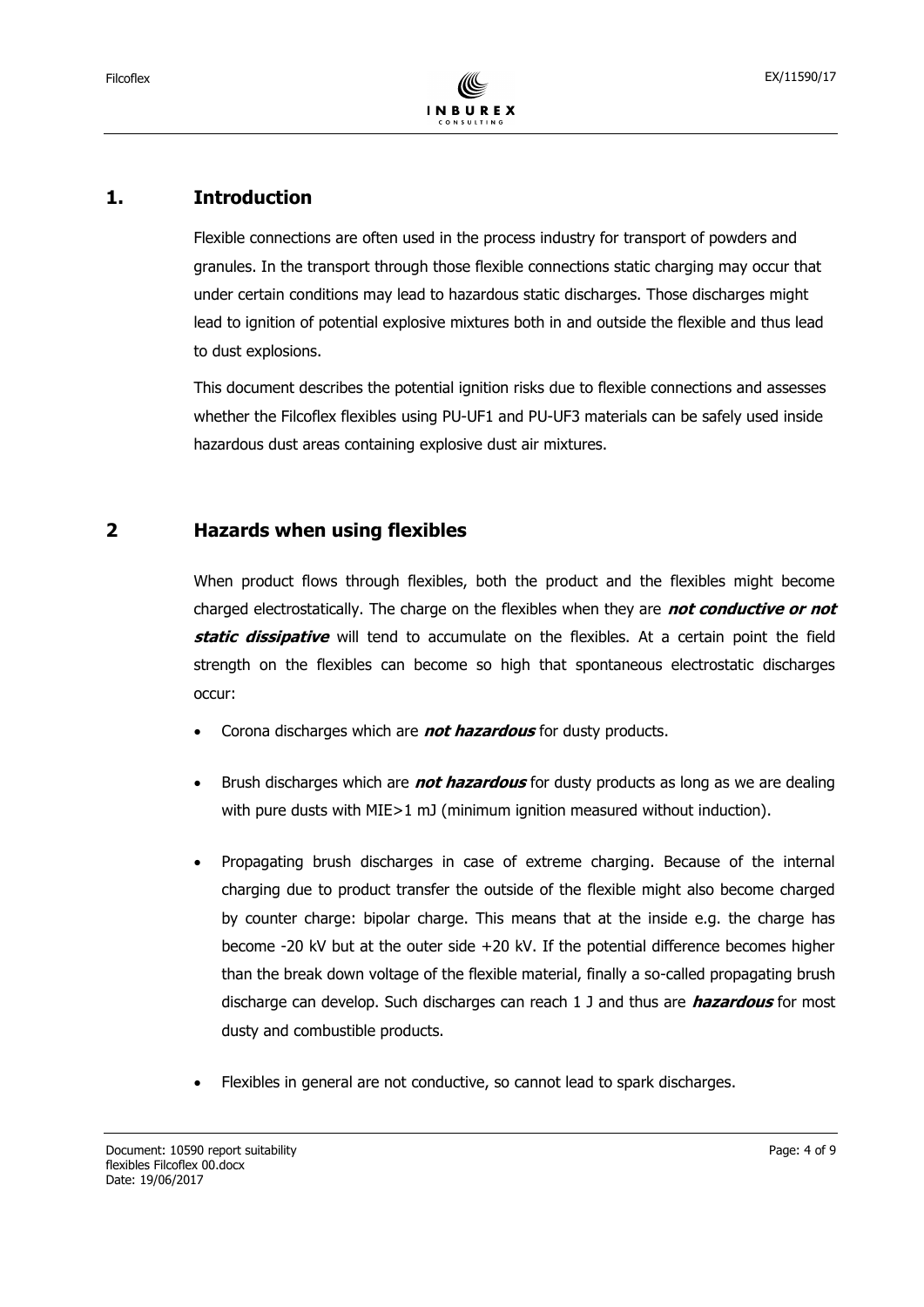# 1. Introduction

Flexible connections are often used in the process industry for transport of powders and granules. In the transport through those flexible connections static charging may occur that under certain conditions may lead to hazardous static discharges. Those discharges might lead to ignition of potential explosive mixtures both in and outside the flexible and thus lead to dust explosions.

This document describes the potential ignition risks due to flexible connections and assesses whether the Filcoflex flexibles using PU-UF1 and PU-UF3 materials can be safely used inside hazardous dust areas containing explosive dust air mixtures.

# 2 Hazards when using flexibles

When product flows through flexibles, both the product and the flexibles might become charged electrostatically. The charge on the flexibles when they are ***not conductive or not static dissipative*** will tend to accumulate on the flexibles. At a certain point the field strength on the flexibles can become so high that spontaneous electrostatic discharges occur:

- Corona discharges which are ***not hazardous*** for dusty products.
- Brush discharges which are ***not hazardous*** for dusty products as long as we are dealing with pure dusts with MIE>1 mJ (minimum ignition measured without induction).
- Propagating brush discharges in case of extreme charging. Because of the internal charging due to product transfer the outside of the flexible might also become charged by counter charge: bipolar charge. This means that at the inside e.g. the charge has become -20 kV but at the outer side +20 kV. If the potential difference becomes higher than the break down voltage of the flexible material, finally a so-called propagating brush discharge can develop. Such discharges can reach 1 J and thus are ***hazardous*** for most dusty and combustible products.
- Flexibles in general are not conductive, so cannot lead to spark discharges.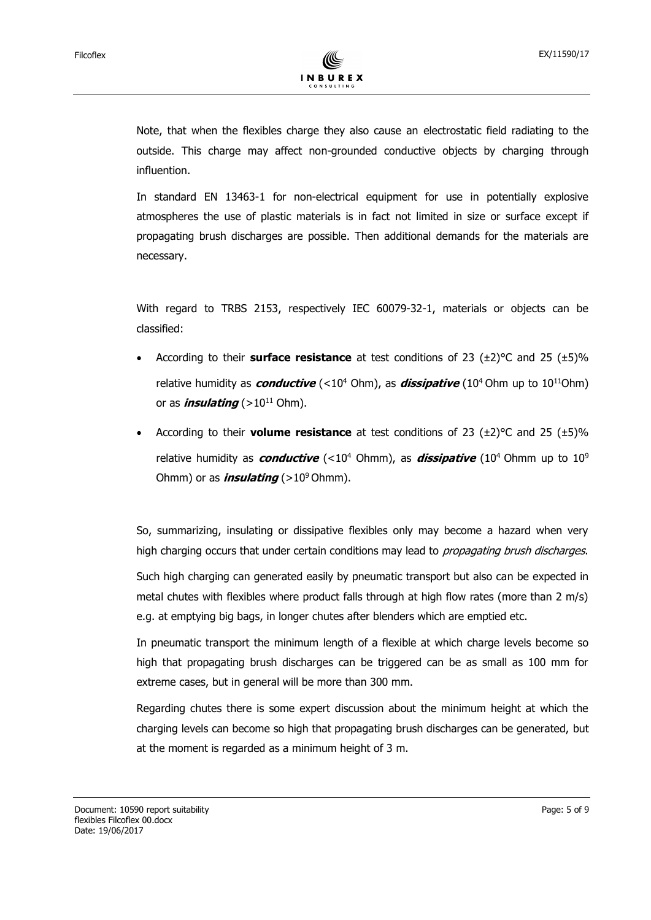Note, that when the flexibles charge they also cause an electrostatic field radiating to the outside. This charge may affect non-grounded conductive objects by charging through influention.

In standard EN 13463-1 for non-electrical equipment for use in potentially explosive atmospheres the use of plastic materials is in fact not limited in size or surface except if propagating brush discharges are possible. Then additional demands for the materials are necessary.

With regard to TRBS 2153, respectively IEC 60079-32-1, materials or objects can be classified:

- According to their **surface resistance** at test conditions of 23 (±2)°C and 25 (±5)% relative humidity as ***conductive*** (<$10^4$ Ohm), as ***dissipative*** ($10^4$ Ohm up to $10^{11}$Ohm) or as ***insulating*** (>$10^{11}$ Ohm).
- According to their **volume resistance** at test conditions of 23 (±2)°C and 25 (±5)% relative humidity as ***conductive*** (<$10^4$ Ohmm), as ***dissipative*** ($10^4$ Ohmm up to $10^9$ Ohmm) or as ***insulating*** (>$10^9$ Ohmm).

So, summarizing, insulating or dissipative flexibles only may become a hazard when very high charging occurs that under certain conditions may lead to *propagating brush discharges*.

Such high charging can generated easily by pneumatic transport but also can be expected in metal chutes with flexibles where product falls through at high flow rates (more than 2 m/s) e.g. at emptying big bags, in longer chutes after blenders which are emptied etc.

In pneumatic transport the minimum length of a flexible at which charge levels become so high that propagating brush discharges can be triggered can be as small as 100 mm for extreme cases, but in general will be more than 300 mm.

Regarding chutes there is some expert discussion about the minimum height at which the charging levels can become so high that propagating brush discharges can be generated, but at the moment is regarded as a minimum height of 3 m.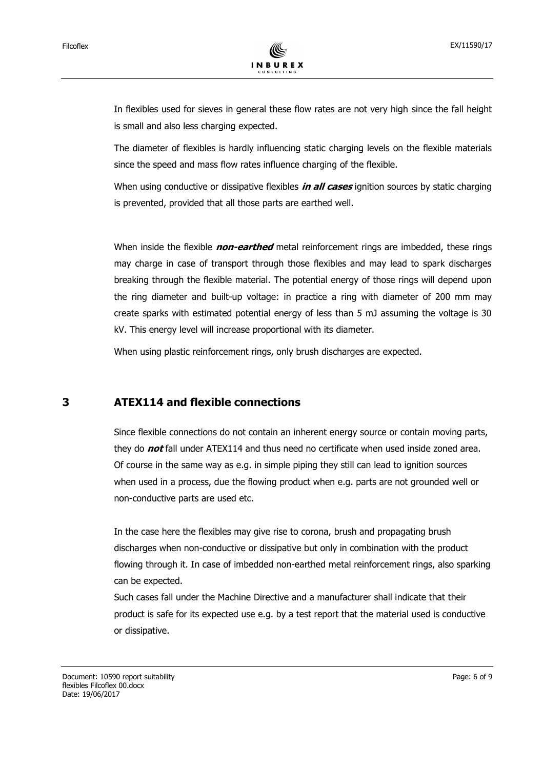In flexibles used for sieves in general these flow rates are not very high since the fall height is small and also less charging expected.

The diameter of flexibles is hardly influencing static charging levels on the flexible materials since the speed and mass flow rates influence charging of the flexible.

When using conductive or dissipative flexibles ***in all cases*** ignition sources by static charging is prevented, provided that all those parts are earthed well.

When inside the flexible ***non-earthed*** metal reinforcement rings are imbedded, these rings may charge in case of transport through those flexibles and may lead to spark discharges breaking through the flexible material. The potential energy of those rings will depend upon the ring diameter and built-up voltage: in practice a ring with diameter of 200 mm may create sparks with estimated potential energy of less than 5 mJ assuming the voltage is 30 kV. This energy level will increase proportional with its diameter.

When using plastic reinforcement rings, only brush discharges are expected.

## 3 ATEX114 and flexible connections

Since flexible connections do not contain an inherent energy source or contain moving parts, they do ***not*** fall under ATEX114 and thus need no certificate when used inside zoned area. Of course in the same way as e.g. in simple piping they still can lead to ignition sources when used in a process, due the flowing product when e.g. parts are not grounded well or non-conductive parts are used etc.

In the case here the flexibles may give rise to corona, brush and propagating brush discharges when non-conductive or dissipative but only in combination with the product flowing through it. In case of imbedded non-earthed metal reinforcement rings, also sparking can be expected.

Such cases fall under the Machine Directive and a manufacturer shall indicate that their product is safe for its expected use e.g. by a test report that the material used is conductive or dissipative.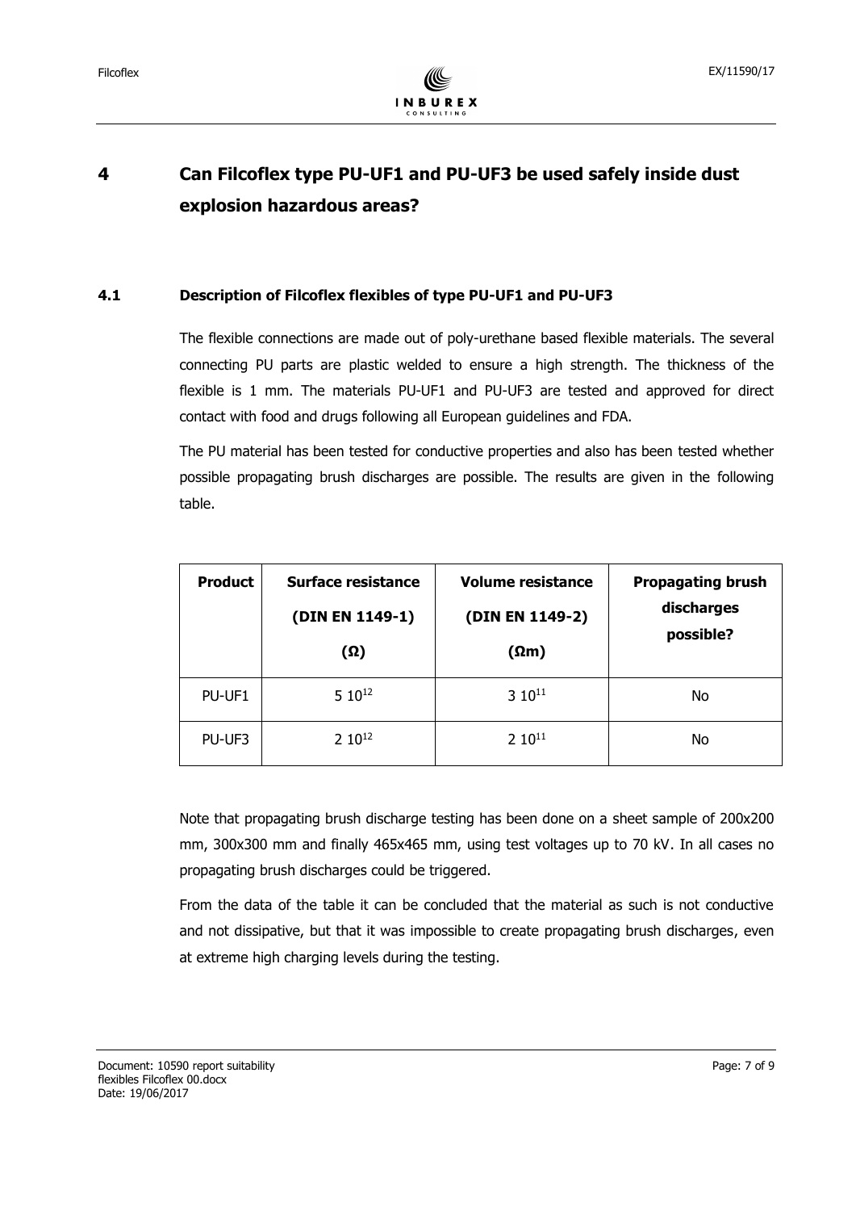# 4 Can Filcoflex type PU-UF1 and PU-UF3 be used safely inside dust explosion hazardous areas?

## 4.1 Description of Filcoflex flexibles of type PU-UF1 and PU-UF3

The flexible connections are made out of poly-urethane based flexible materials. The several connecting PU parts are plastic welded to ensure a high strength. The thickness of the flexible is 1 mm. The materials PU-UF1 and PU-UF3 are tested and approved for direct contact with food and drugs following all European guidelines and FDA.

The PU material has been tested for conductive properties and also has been tested whether possible propagating brush discharges are possible. The results are given in the following table.

| Product | Surface resistance (DIN EN 1149-1) (Ω) | Volume resistance (DIN EN 1149-2) (Ωm) | Propagating brush discharges possible? |
|---|---|---|---|
| PU-UF1 | $5\ 10^{12}$ | $3\ 10^{11}$ | No |
| PU-UF3 | $2\ 10^{12}$ | $2\ 10^{11}$ | No |

Note that propagating brush discharge testing has been done on a sheet sample of 200x200 mm, 300x300 mm and finally 465x465 mm, using test voltages up to 70 kV. In all cases no propagating brush discharges could be triggered.

From the data of the table it can be concluded that the material as such is not conductive and not dissipative, but that it was impossible to create propagating brush discharges, even at extreme high charging levels during the testing.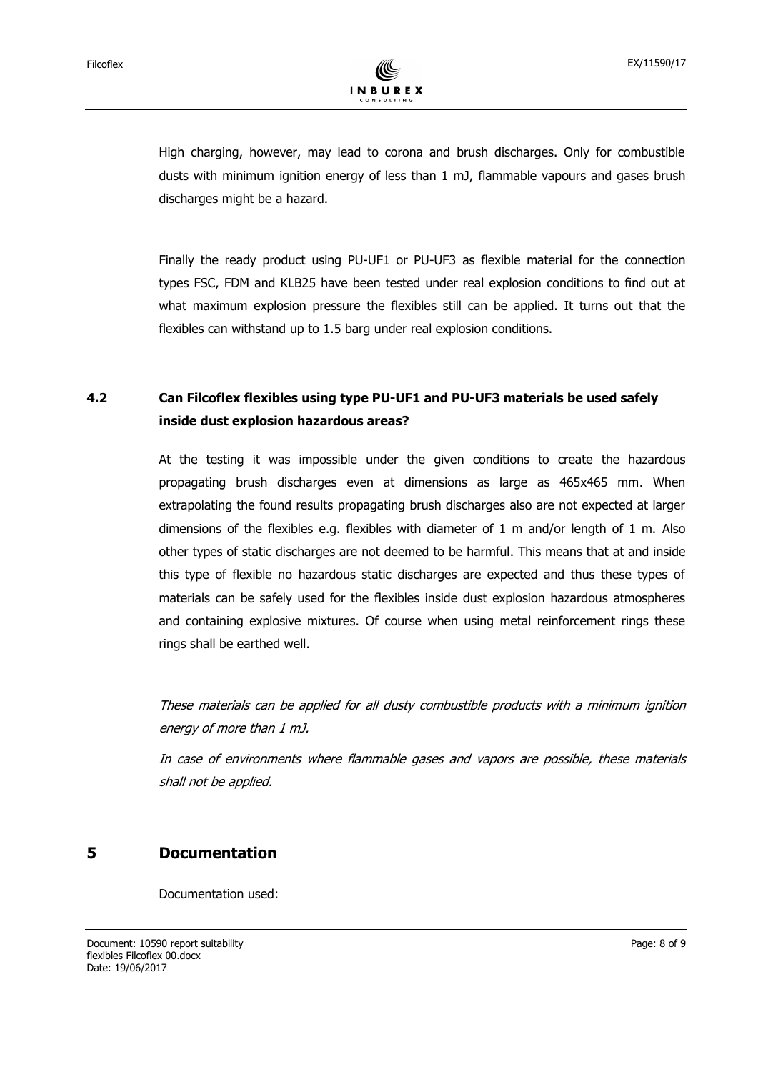High charging, however, may lead to corona and brush discharges. Only for combustible dusts with minimum ignition energy of less than 1 mJ, flammable vapours and gases brush discharges might be a hazard.

Finally the ready product using PU-UF1 or PU-UF3 as flexible material for the connection types FSC, FDM and KLB25 have been tested under real explosion conditions to find out at what maximum explosion pressure the flexibles still can be applied. It turns out that the flexibles can withstand up to 1.5 barg under real explosion conditions.

### 4.2 Can Filcoflex flexibles using type PU-UF1 and PU-UF3 materials be used safely inside dust explosion hazardous areas?

At the testing it was impossible under the given conditions to create the hazardous propagating brush discharges even at dimensions as large as 465x465 mm. When extrapolating the found results propagating brush discharges also are not expected at larger dimensions of the flexibles e.g. flexibles with diameter of 1 m and/or length of 1 m. Also other types of static discharges are not deemed to be harmful. This means that at and inside this type of flexible no hazardous static discharges are expected and thus these types of materials can be safely used for the flexibles inside dust explosion hazardous atmospheres and containing explosive mixtures. Of course when using metal reinforcement rings these rings shall be earthed well.

*These materials can be applied for all dusty combustible products with a minimum ignition energy of more than 1 mJ.*

*In case of environments where flammable gases and vapors are possible, these materials shall not be applied.*

## 5 Documentation

Documentation used: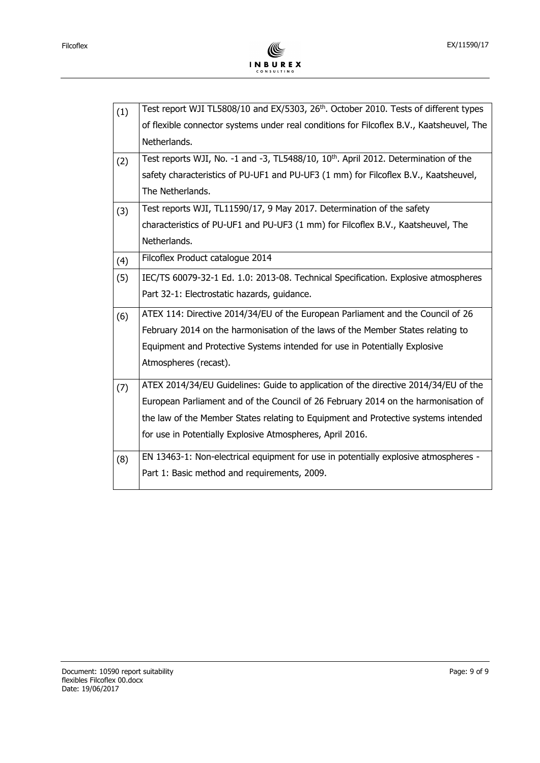| | |
|---|---|
| (1) | Test report WJI TL5808/10 and EX/5303, 26th. October 2010. Tests of different types of flexible connector systems under real conditions for Filcoflex B.V., Kaatsheuvel, The Netherlands. |
| (2) | Test reports WJI, No. -1 and -3, TL5488/10, 10th. April 2012. Determination of the safety characteristics of PU-UF1 and PU-UF3 (1 mm) for Filcoflex B.V., Kaatsheuvel, The Netherlands. |
| (3) | Test reports WJI, TL11590/17, 9 May 2017. Determination of the safety characteristics of PU-UF1 and PU-UF3 (1 mm) for Filcoflex B.V., Kaatsheuvel, The Netherlands. |
| (4) | Filcoflex Product catalogue 2014 |
| (5) | IEC/TS 60079-32-1 Ed. 1.0: 2013-08. Technical Specification. Explosive atmospheres Part 32-1: Electrostatic hazards, guidance. |
| (6) | ATEX 114: Directive 2014/34/EU of the European Parliament and the Council of 26 February 2014 on the harmonisation of the laws of the Member States relating to Equipment and Protective Systems intended for use in Potentially Explosive Atmospheres (recast). |
| (7) | ATEX 2014/34/EU Guidelines: Guide to application of the directive 2014/34/EU of the European Parliament and of the Council of 26 February 2014 on the harmonisation of the law of the Member States relating to Equipment and Protective systems intended for use in Potentially Explosive Atmospheres, April 2016. |
| (8) | EN 13463-1: Non-electrical equipment for use in potentially explosive atmospheres - Part 1: Basic method and requirements, 2009. |